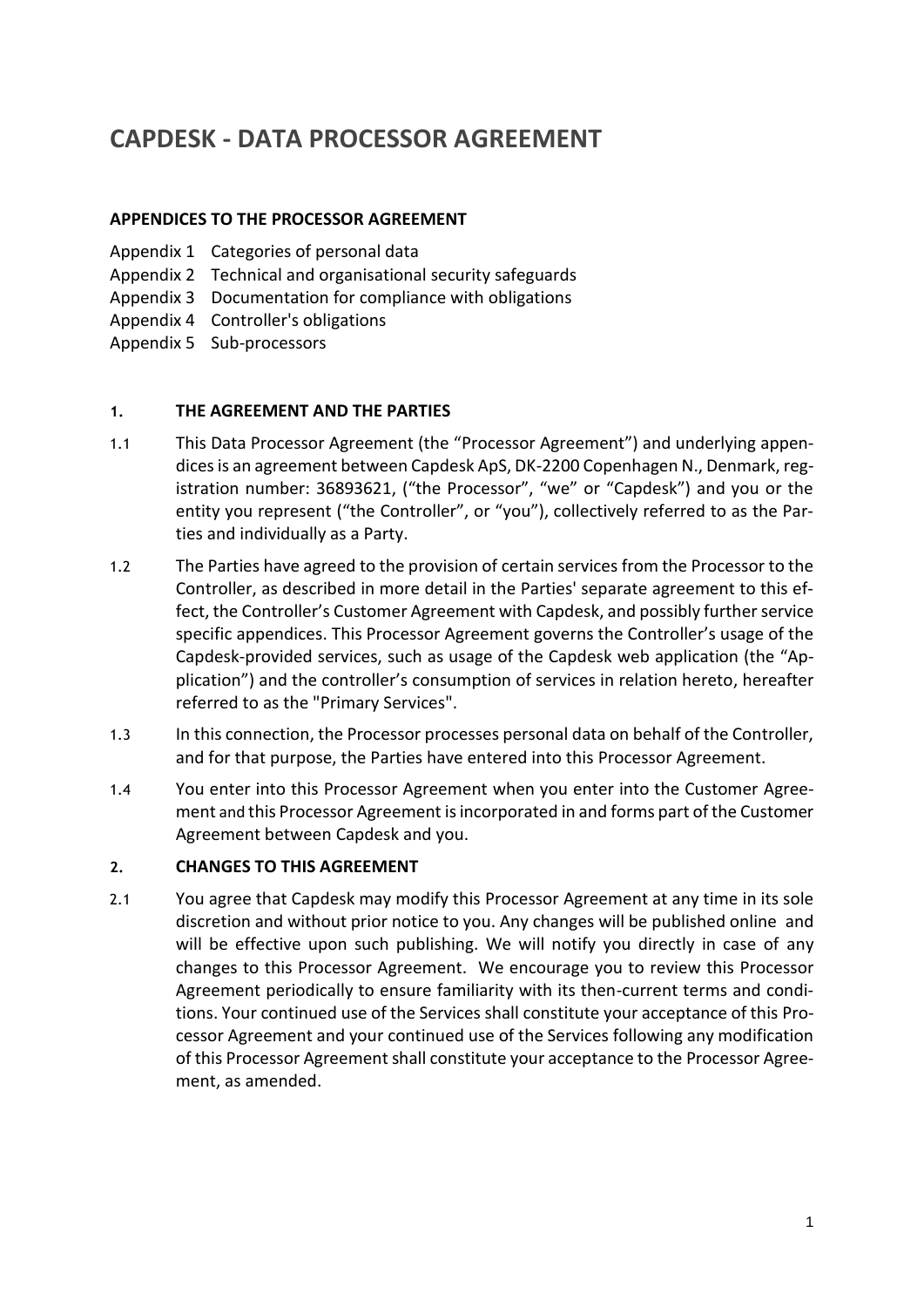# CAPDESK - DATA PROCESSOR AGREEMENT

**APPENDICES TO THE PROCESSOR AGREEMENT**

Appendix 1 Categories of personal data
Appendix 2 Technical and organisational security safeguards
Appendix 3 Documentation for compliance with obligations
Appendix 4 Controller's obligations
Appendix 5 Sub-processors

## 1. THE AGREEMENT AND THE PARTIES

1.1 This Data Processor Agreement (the "Processor Agreement") and underlying appendices is an agreement between Capdesk ApS, DK-2200 Copenhagen N., Denmark, registration number: 36893621, ("the Processor", "we" or "Capdesk") and you or the entity you represent ("the Controller", or "you"), collectively referred to as the Parties and individually as a Party.

1.2 The Parties have agreed to the provision of certain services from the Processor to the Controller, as described in more detail in the Parties' separate agreement to this effect, the Controller's Customer Agreement with Capdesk, and possibly further service specific appendices. This Processor Agreement governs the Controller's usage of the Capdesk-provided services, such as usage of the Capdesk web application (the "Application") and the controller's consumption of services in relation hereto, hereafter referred to as the "Primary Services".

1.3 In this connection, the Processor processes personal data on behalf of the Controller, and for that purpose, the Parties have entered into this Processor Agreement.

1.4 You enter into this Processor Agreement when you enter into the Customer Agreement and this Processor Agreement is incorporated in and forms part of the Customer Agreement between Capdesk and you.

## 2. CHANGES TO THIS AGREEMENT

2.1 You agree that Capdesk may modify this Processor Agreement at any time in its sole discretion and without prior notice to you. Any changes will be published online and will be effective upon such publishing. We will notify you directly in case of any changes to this Processor Agreement. We encourage you to review this Processor Agreement periodically to ensure familiarity with its then-current terms and conditions. Your continued use of the Services shall constitute your acceptance of this Processor Agreement and your continued use of the Services following any modification of this Processor Agreement shall constitute your acceptance to the Processor Agreement, as amended.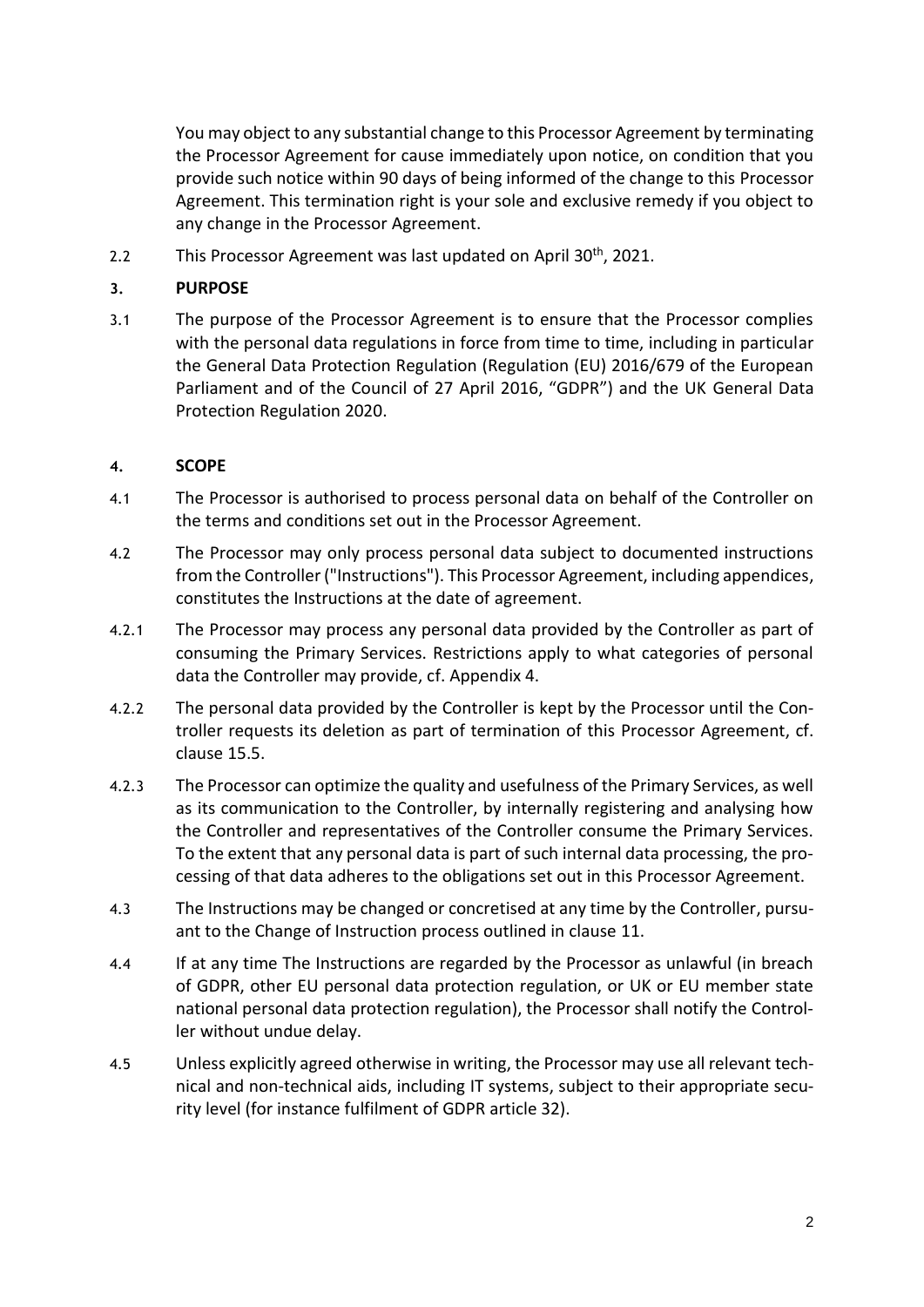You may object to any substantial change to this Processor Agreement by terminating the Processor Agreement for cause immediately upon notice, on condition that you provide such notice within 90 days of being informed of the change to this Processor Agreement. This termination right is your sole and exclusive remedy if you object to any change in the Processor Agreement.

2.2 This Processor Agreement was last updated on April 30th, 2021.

## 3. PURPOSE

3.1 The purpose of the Processor Agreement is to ensure that the Processor complies with the personal data regulations in force from time to time, including in particular the General Data Protection Regulation (Regulation (EU) 2016/679 of the European Parliament and of the Council of 27 April 2016, "GDPR") and the UK General Data Protection Regulation 2020.

## 4. SCOPE

4.1 The Processor is authorised to process personal data on behalf of the Controller on the terms and conditions set out in the Processor Agreement.

4.2 The Processor may only process personal data subject to documented instructions from the Controller ("Instructions"). This Processor Agreement, including appendices, constitutes the Instructions at the date of agreement.

4.2.1 The Processor may process any personal data provided by the Controller as part of consuming the Primary Services. Restrictions apply to what categories of personal data the Controller may provide, cf. Appendix 4.

4.2.2 The personal data provided by the Controller is kept by the Processor until the Controller requests its deletion as part of termination of this Processor Agreement, cf. clause 15.5.

4.2.3 The Processor can optimize the quality and usefulness of the Primary Services, as well as its communication to the Controller, by internally registering and analysing how the Controller and representatives of the Controller consume the Primary Services. To the extent that any personal data is part of such internal data processing, the processing of that data adheres to the obligations set out in this Processor Agreement.

4.3 The Instructions may be changed or concretised at any time by the Controller, pursuant to the Change of Instruction process outlined in clause 11.

4.4 If at any time The Instructions are regarded by the Processor as unlawful (in breach of GDPR, other EU personal data protection regulation, or UK or EU member state national personal data protection regulation), the Processor shall notify the Controller without undue delay.

4.5 Unless explicitly agreed otherwise in writing, the Processor may use all relevant technical and non-technical aids, including IT systems, subject to their appropriate security level (for instance fulfilment of GDPR article 32).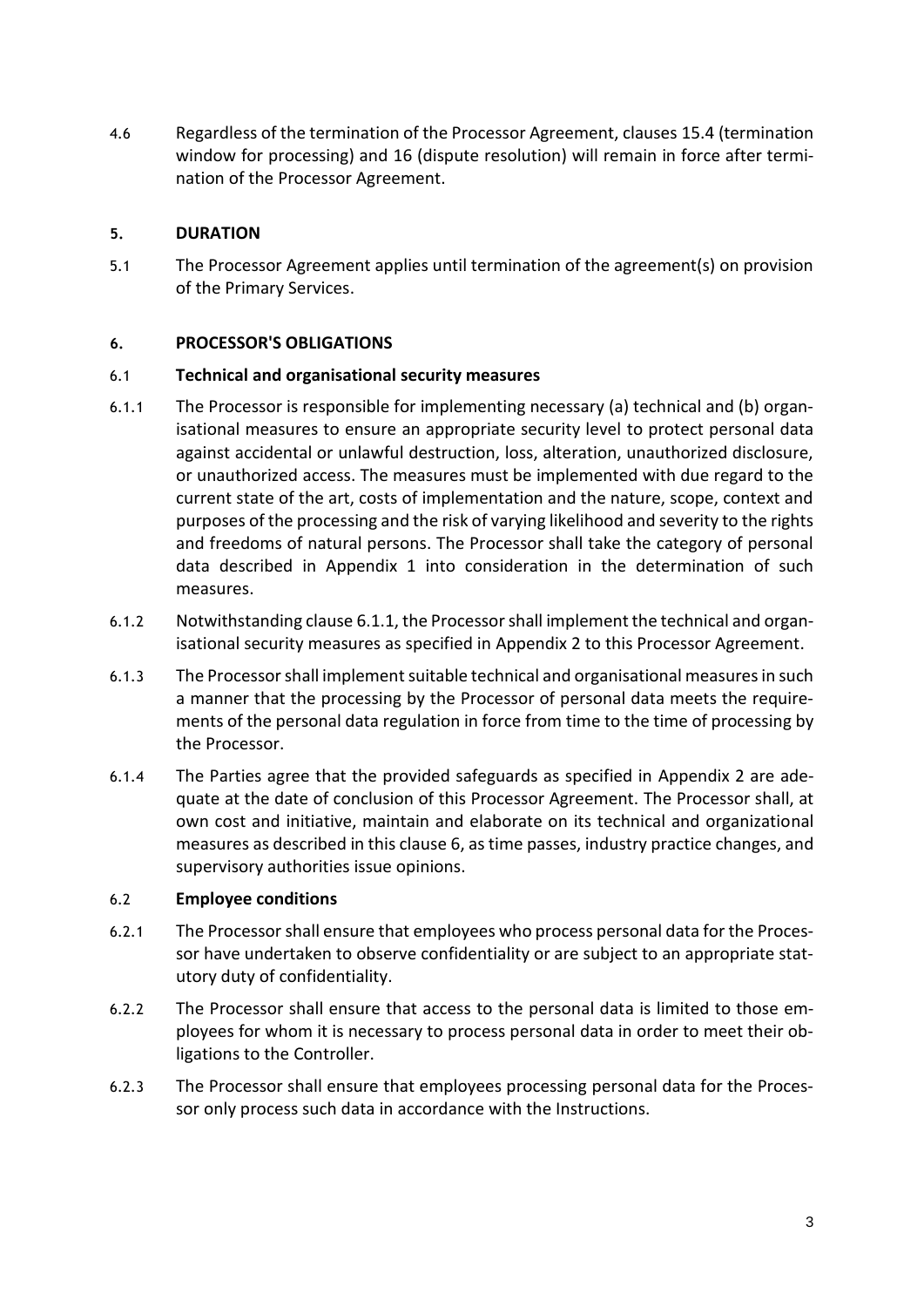4.6 Regardless of the termination of the Processor Agreement, clauses 15.4 (termination window for processing) and 16 (dispute resolution) will remain in force after termination of the Processor Agreement.

## 5. DURATION

5.1 The Processor Agreement applies until termination of the agreement(s) on provision of the Primary Services.

## 6. PROCESSOR'S OBLIGATIONS

### 6.1 Technical and organisational security measures

6.1.1 The Processor is responsible for implementing necessary (a) technical and (b) organisational measures to ensure an appropriate security level to protect personal data against accidental or unlawful destruction, loss, alteration, unauthorized disclosure, or unauthorized access. The measures must be implemented with due regard to the current state of the art, costs of implementation and the nature, scope, context and purposes of the processing and the risk of varying likelihood and severity to the rights and freedoms of natural persons. The Processor shall take the category of personal data described in Appendix 1 into consideration in the determination of such measures.

6.1.2 Notwithstanding clause 6.1.1, the Processor shall implement the technical and organisational security measures as specified in Appendix 2 to this Processor Agreement.

6.1.3 The Processor shall implement suitable technical and organisational measures in such a manner that the processing by the Processor of personal data meets the requirements of the personal data regulation in force from time to the time of processing by the Processor.

6.1.4 The Parties agree that the provided safeguards as specified in Appendix 2 are adequate at the date of conclusion of this Processor Agreement. The Processor shall, at own cost and initiative, maintain and elaborate on its technical and organizational measures as described in this clause 6, as time passes, industry practice changes, and supervisory authorities issue opinions.

### 6.2 Employee conditions

6.2.1 The Processor shall ensure that employees who process personal data for the Processor have undertaken to observe confidentiality or are subject to an appropriate statutory duty of confidentiality.

6.2.2 The Processor shall ensure that access to the personal data is limited to those employees for whom it is necessary to process personal data in order to meet their obligations to the Controller.

6.2.3 The Processor shall ensure that employees processing personal data for the Processor only process such data in accordance with the Instructions.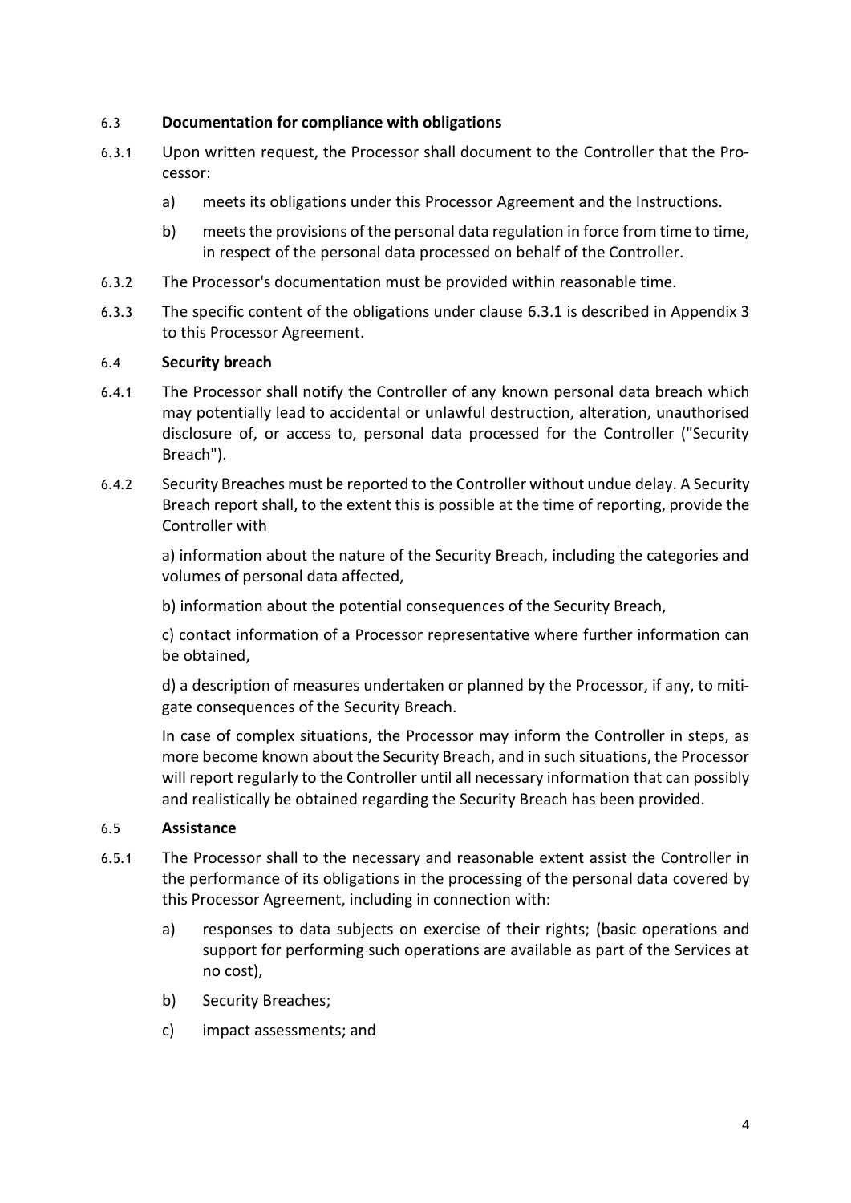### 6.3 **Documentation for compliance with obligations**

6.3.1 Upon written request, the Processor shall document to the Controller that the Processor:

a) meets its obligations under this Processor Agreement and the Instructions.

b) meets the provisions of the personal data regulation in force from time to time, in respect of the personal data processed on behalf of the Controller.

6.3.2 The Processor's documentation must be provided within reasonable time.

6.3.3 The specific content of the obligations under clause 6.3.1 is described in Appendix 3 to this Processor Agreement.

### 6.4 **Security breach**

6.4.1 The Processor shall notify the Controller of any known personal data breach which may potentially lead to accidental or unlawful destruction, alteration, unauthorised disclosure of, or access to, personal data processed for the Controller ("Security Breach").

6.4.2 Security Breaches must be reported to the Controller without undue delay. A Security Breach report shall, to the extent this is possible at the time of reporting, provide the Controller with

a) information about the nature of the Security Breach, including the categories and volumes of personal data affected,

b) information about the potential consequences of the Security Breach,

c) contact information of a Processor representative where further information can be obtained,

d) a description of measures undertaken or planned by the Processor, if any, to mitigate consequences of the Security Breach.

In case of complex situations, the Processor may inform the Controller in steps, as more become known about the Security Breach, and in such situations, the Processor will report regularly to the Controller until all necessary information that can possibly and realistically be obtained regarding the Security Breach has been provided.

### 6.5 **Assistance**

6.5.1 The Processor shall to the necessary and reasonable extent assist the Controller in the performance of its obligations in the processing of the personal data covered by this Processor Agreement, including in connection with:

a) responses to data subjects on exercise of their rights; (basic operations and support for performing such operations are available as part of the Services at no cost),

b) Security Breaches;

c) impact assessments; and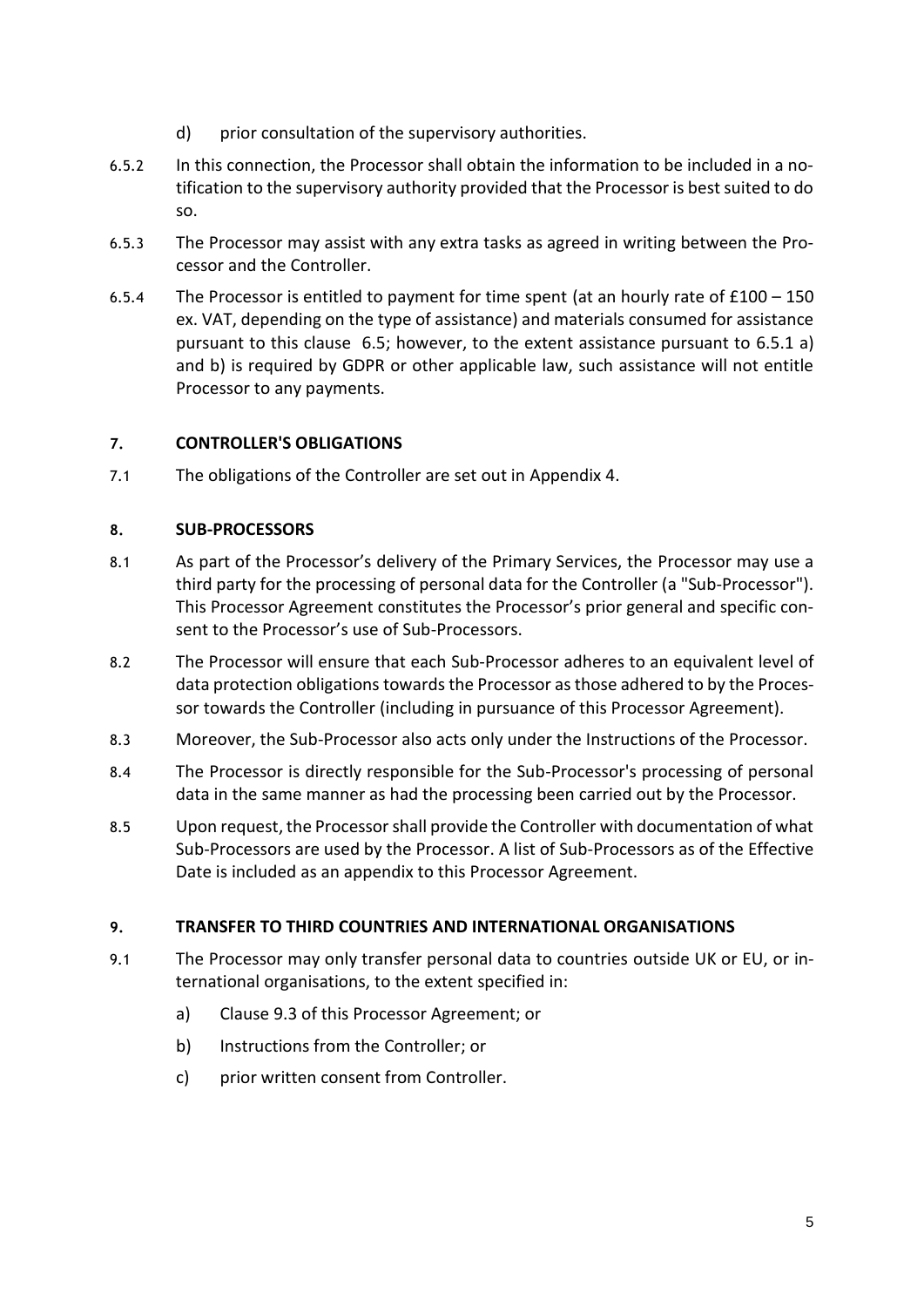d) prior consultation of the supervisory authorities.

6.5.2 In this connection, the Processor shall obtain the information to be included in a notification to the supervisory authority provided that the Processor is best suited to do so.

6.5.3 The Processor may assist with any extra tasks as agreed in writing between the Processor and the Controller.

6.5.4 The Processor is entitled to payment for time spent (at an hourly rate of £100 – 150 ex. VAT, depending on the type of assistance) and materials consumed for assistance pursuant to this clause 6.5; however, to the extent assistance pursuant to 6.5.1 a) and b) is required by GDPR or other applicable law, such assistance will not entitle Processor to any payments.

## 7. CONTROLLER'S OBLIGATIONS

7.1 The obligations of the Controller are set out in Appendix 4.

## 8. SUB-PROCESSORS

8.1 As part of the Processor's delivery of the Primary Services, the Processor may use a third party for the processing of personal data for the Controller (a "Sub-Processor"). This Processor Agreement constitutes the Processor's prior general and specific consent to the Processor's use of Sub-Processors.

8.2 The Processor will ensure that each Sub-Processor adheres to an equivalent level of data protection obligations towards the Processor as those adhered to by the Processor towards the Controller (including in pursuance of this Processor Agreement).

8.3 Moreover, the Sub-Processor also acts only under the Instructions of the Processor.

8.4 The Processor is directly responsible for the Sub-Processor's processing of personal data in the same manner as had the processing been carried out by the Processor.

8.5 Upon request, the Processor shall provide the Controller with documentation of what Sub-Processors are used by the Processor. A list of Sub-Processors as of the Effective Date is included as an appendix to this Processor Agreement.

## 9. TRANSFER TO THIRD COUNTRIES AND INTERNATIONAL ORGANISATIONS

9.1 The Processor may only transfer personal data to countries outside UK or EU, or international organisations, to the extent specified in:

a) Clause 9.3 of this Processor Agreement; or

b) Instructions from the Controller; or

c) prior written consent from Controller.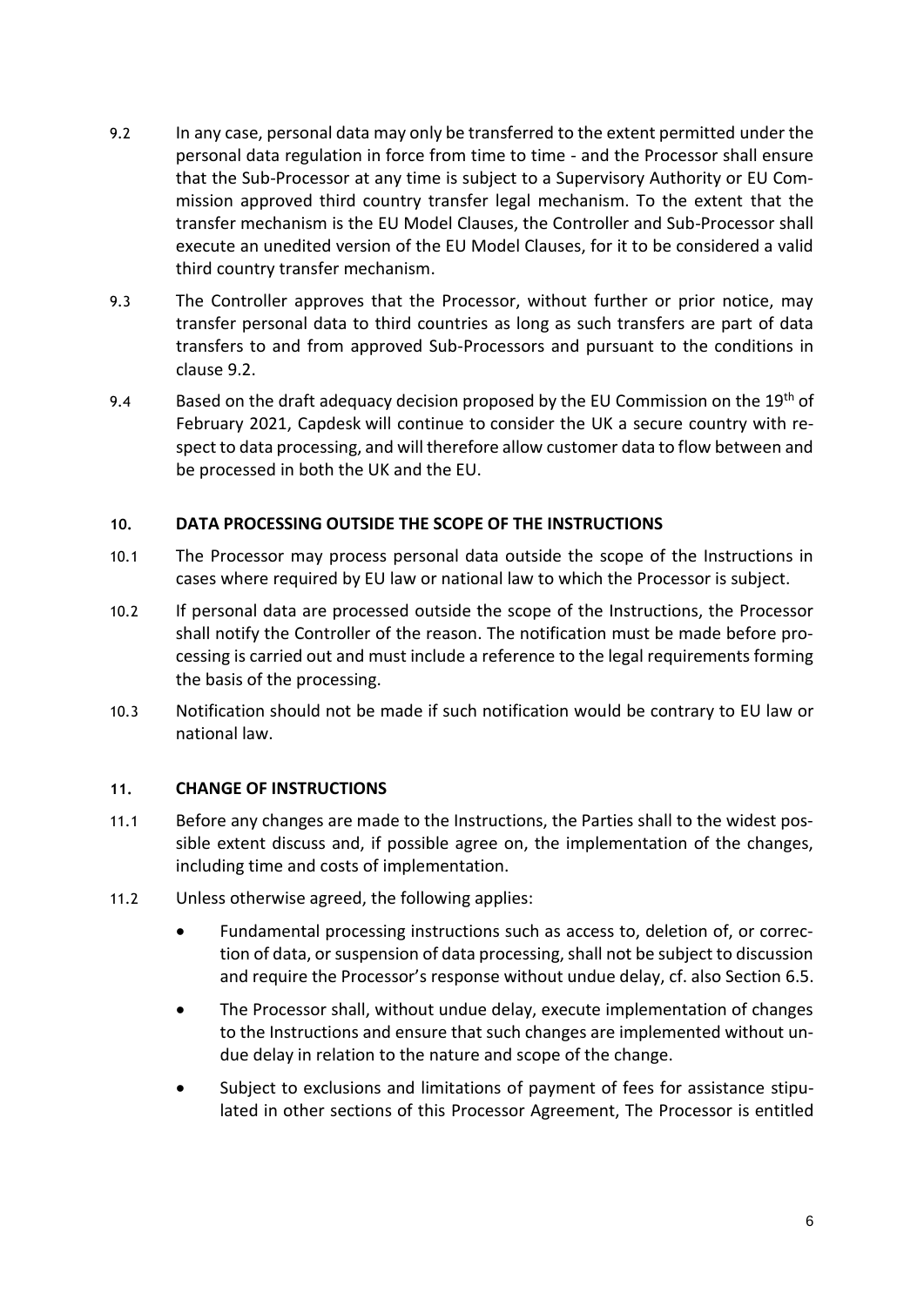9.2 In any case, personal data may only be transferred to the extent permitted under the personal data regulation in force from time to time - and the Processor shall ensure that the Sub-Processor at any time is subject to a Supervisory Authority or EU Commission approved third country transfer legal mechanism. To the extent that the transfer mechanism is the EU Model Clauses, the Controller and Sub-Processor shall execute an unedited version of the EU Model Clauses, for it to be considered a valid third country transfer mechanism.

9.3 The Controller approves that the Processor, without further or prior notice, may transfer personal data to third countries as long as such transfers are part of data transfers to and from approved Sub-Processors and pursuant to the conditions in clause 9.2.

9.4 Based on the draft adequacy decision proposed by the EU Commission on the 19th of February 2021, Capdesk will continue to consider the UK a secure country with respect to data processing, and will therefore allow customer data to flow between and be processed in both the UK and the EU.

## 10. DATA PROCESSING OUTSIDE THE SCOPE OF THE INSTRUCTIONS

10.1 The Processor may process personal data outside the scope of the Instructions in cases where required by EU law or national law to which the Processor is subject.

10.2 If personal data are processed outside the scope of the Instructions, the Processor shall notify the Controller of the reason. The notification must be made before processing is carried out and must include a reference to the legal requirements forming the basis of the processing.

10.3 Notification should not be made if such notification would be contrary to EU law or national law.

## 11. CHANGE OF INSTRUCTIONS

11.1 Before any changes are made to the Instructions, the Parties shall to the widest possible extent discuss and, if possible agree on, the implementation of the changes, including time and costs of implementation.

11.2 Unless otherwise agreed, the following applies:

- Fundamental processing instructions such as access to, deletion of, or correction of data, or suspension of data processing, shall not be subject to discussion and require the Processor's response without undue delay, cf. also Section 6.5.
- The Processor shall, without undue delay, execute implementation of changes to the Instructions and ensure that such changes are implemented without undue delay in relation to the nature and scope of the change.
- Subject to exclusions and limitations of payment of fees for assistance stipulated in other sections of this Processor Agreement, The Processor is entitled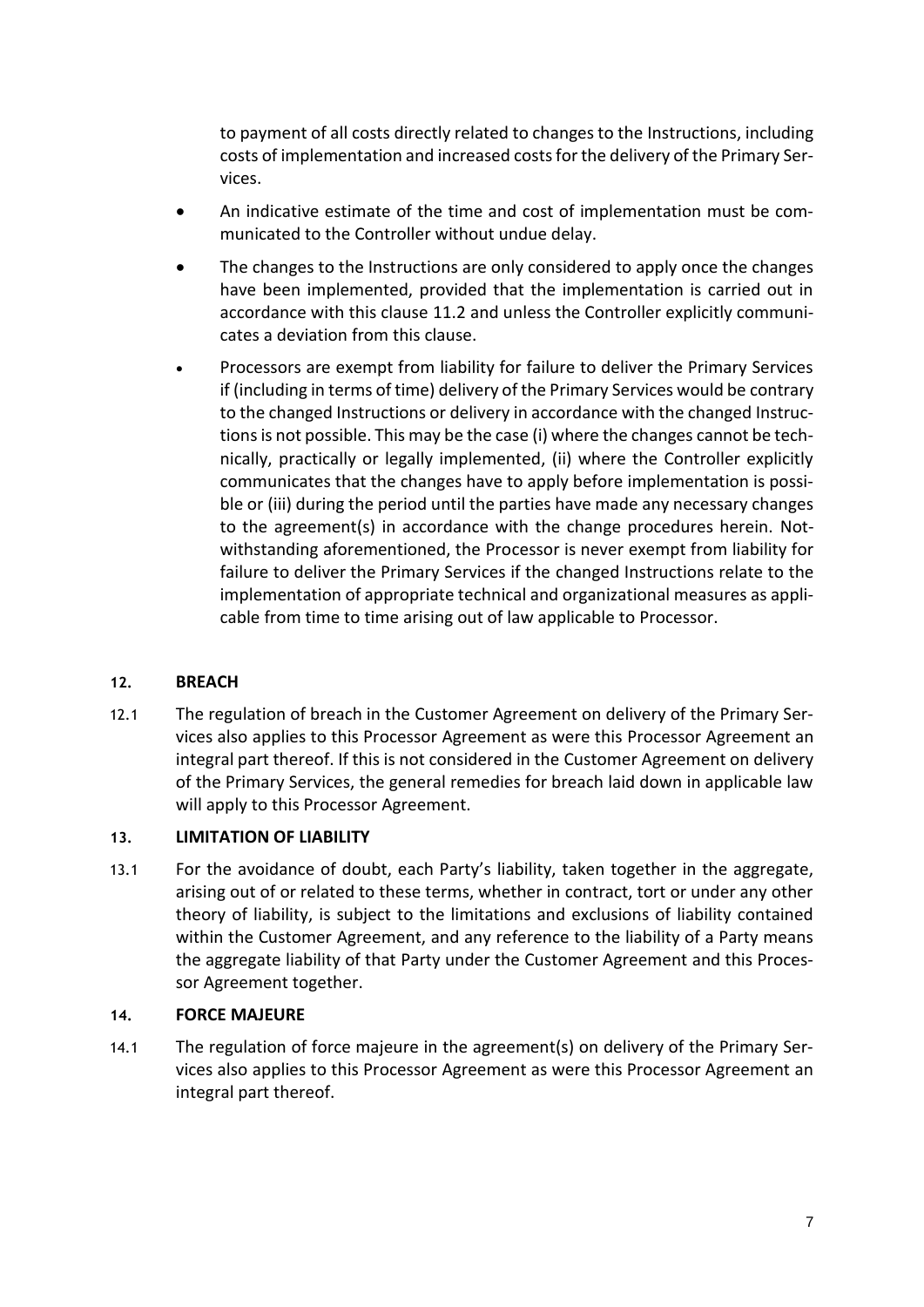to payment of all costs directly related to changes to the Instructions, including costs of implementation and increased costs for the delivery of the Primary Services.

- An indicative estimate of the time and cost of implementation must be communicated to the Controller without undue delay.
- The changes to the Instructions are only considered to apply once the changes have been implemented, provided that the implementation is carried out in accordance with this clause 11.2 and unless the Controller explicitly communicates a deviation from this clause.
- Processors are exempt from liability for failure to deliver the Primary Services if (including in terms of time) delivery of the Primary Services would be contrary to the changed Instructions or delivery in accordance with the changed Instructions is not possible. This may be the case (i) where the changes cannot be technically, practically or legally implemented, (ii) where the Controller explicitly communicates that the changes have to apply before implementation is possible or (iii) during the period until the parties have made any necessary changes to the agreement(s) in accordance with the change procedures herein. Notwithstanding aforementioned, the Processor is never exempt from liability for failure to deliver the Primary Services if the changed Instructions relate to the implementation of appropriate technical and organizational measures as applicable from time to time arising out of law applicable to Processor.

## 12. BREACH

12.1 The regulation of breach in the Customer Agreement on delivery of the Primary Services also applies to this Processor Agreement as were this Processor Agreement an integral part thereof. If this is not considered in the Customer Agreement on delivery of the Primary Services, the general remedies for breach laid down in applicable law will apply to this Processor Agreement.

## 13. LIMITATION OF LIABILITY

13.1 For the avoidance of doubt, each Party's liability, taken together in the aggregate, arising out of or related to these terms, whether in contract, tort or under any other theory of liability, is subject to the limitations and exclusions of liability contained within the Customer Agreement, and any reference to the liability of a Party means the aggregate liability of that Party under the Customer Agreement and this Processor Agreement together.

## 14. FORCE MAJEURE

14.1 The regulation of force majeure in the agreement(s) on delivery of the Primary Services also applies to this Processor Agreement as were this Processor Agreement an integral part thereof.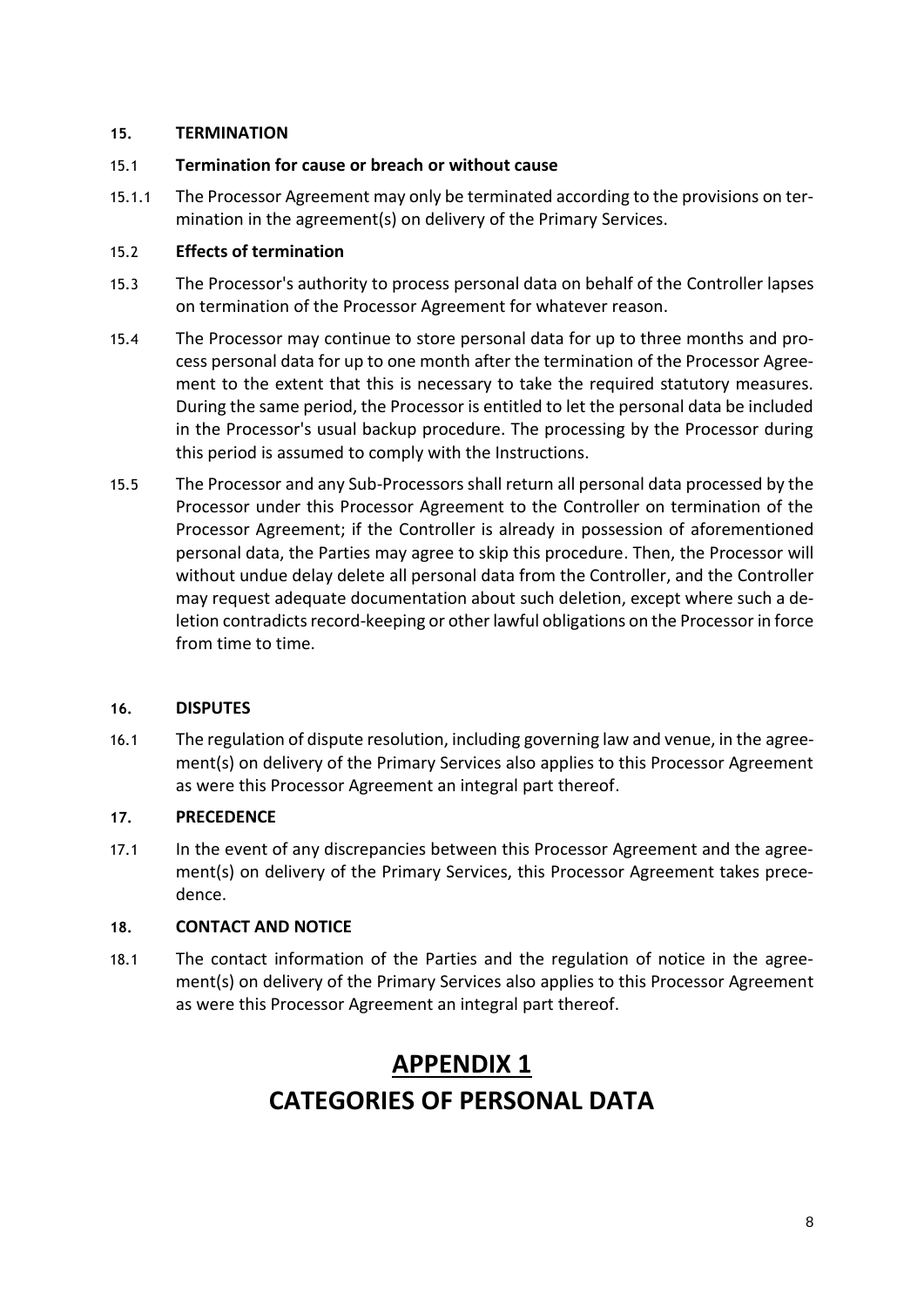## 15. TERMINATION

### 15.1 Termination for cause or breach or without cause

15.1.1 The Processor Agreement may only be terminated according to the provisions on termination in the agreement(s) on delivery of the Primary Services.

### 15.2 Effects of termination

15.3 The Processor's authority to process personal data on behalf of the Controller lapses on termination of the Processor Agreement for whatever reason.

15.4 The Processor may continue to store personal data for up to three months and process personal data for up to one month after the termination of the Processor Agreement to the extent that this is necessary to take the required statutory measures. During the same period, the Processor is entitled to let the personal data be included in the Processor's usual backup procedure. The processing by the Processor during this period is assumed to comply with the Instructions.

15.5 The Processor and any Sub-Processors shall return all personal data processed by the Processor under this Processor Agreement to the Controller on termination of the Processor Agreement; if the Controller is already in possession of aforementioned personal data, the Parties may agree to skip this procedure. Then, the Processor will without undue delay delete all personal data from the Controller, and the Controller may request adequate documentation about such deletion, except where such a deletion contradicts record-keeping or other lawful obligations on the Processor in force from time to time.

## 16. DISPUTES

16.1 The regulation of dispute resolution, including governing law and venue, in the agreement(s) on delivery of the Primary Services also applies to this Processor Agreement as were this Processor Agreement an integral part thereof.

## 17. PRECEDENCE

17.1 In the event of any discrepancies between this Processor Agreement and the agreement(s) on delivery of the Primary Services, this Processor Agreement takes precedence.

## 18. CONTACT AND NOTICE

18.1 The contact information of the Parties and the regulation of notice in the agreement(s) on delivery of the Primary Services also applies to this Processor Agreement as were this Processor Agreement an integral part thereof.

# APPENDIX 1

# CATEGORIES OF PERSONAL DATA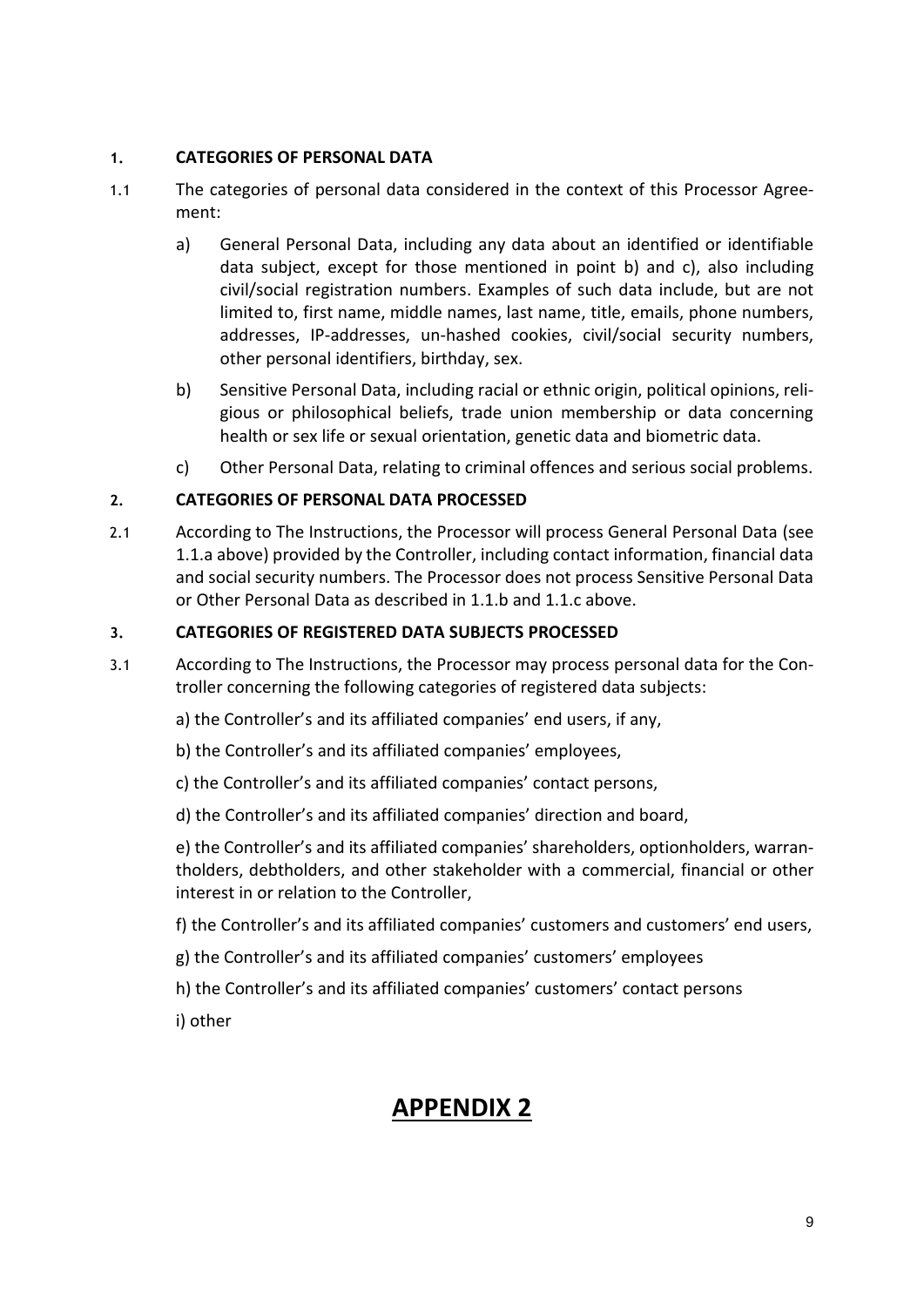**1. CATEGORIES OF PERSONAL DATA**

1.1 The categories of personal data considered in the context of this Processor Agreement:

a) General Personal Data, including any data about an identified or identifiable data subject, except for those mentioned in point b) and c), also including civil/social registration numbers. Examples of such data include, but are not limited to, first name, middle names, last name, title, emails, phone numbers, addresses, IP-addresses, un-hashed cookies, civil/social security numbers, other personal identifiers, birthday, sex.

b) Sensitive Personal Data, including racial or ethnic origin, political opinions, religious or philosophical beliefs, trade union membership or data concerning health or sex life or sexual orientation, genetic data and biometric data.

c) Other Personal Data, relating to criminal offences and serious social problems.

**2. CATEGORIES OF PERSONAL DATA PROCESSED**

2.1 According to The Instructions, the Processor will process General Personal Data (see 1.1.a above) provided by the Controller, including contact information, financial data and social security numbers. The Processor does not process Sensitive Personal Data or Other Personal Data as described in 1.1.b and 1.1.c above.

**3. CATEGORIES OF REGISTERED DATA SUBJECTS PROCESSED**

3.1 According to The Instructions, the Processor may process personal data for the Controller concerning the following categories of registered data subjects:

a) the Controller's and its affiliated companies' end users, if any,

b) the Controller's and its affiliated companies' employees,

c) the Controller's and its affiliated companies' contact persons,

d) the Controller's and its affiliated companies' direction and board,

e) the Controller's and its affiliated companies' shareholders, optionholders, warrantholders, debtholders, and other stakeholder with a commercial, financial or other interest in or relation to the Controller,

f) the Controller's and its affiliated companies' customers and customers' end users,

g) the Controller's and its affiliated companies' customers' employees

h) the Controller's and its affiliated companies' customers' contact persons

i) other

# APPENDIX 2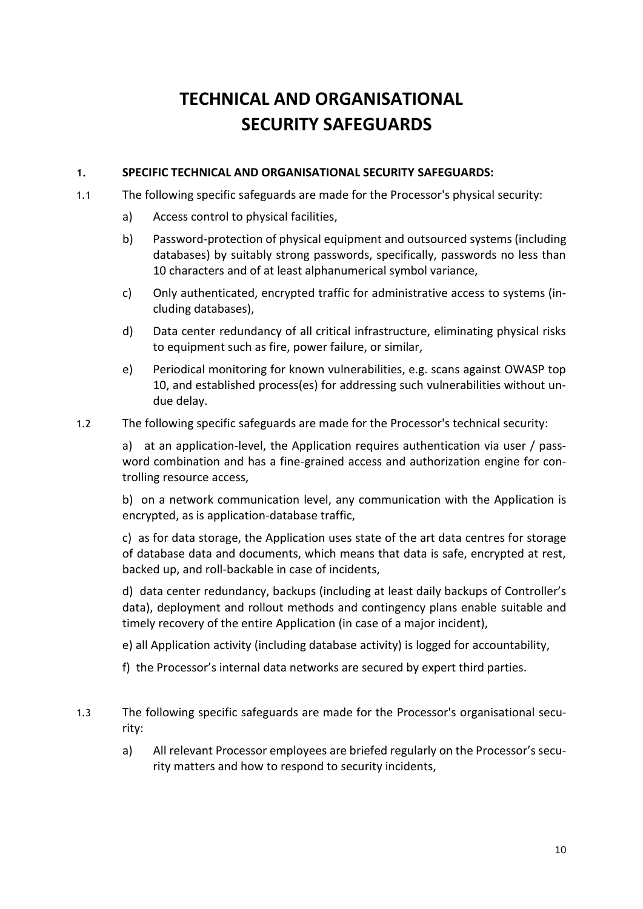# TECHNICAL AND ORGANISATIONAL SECURITY SAFEGUARDS

**1. SPECIFIC TECHNICAL AND ORGANISATIONAL SECURITY SAFEGUARDS:**

1.1 The following specific safeguards are made for the Processor's physical security:

a) Access control to physical facilities,

b) Password-protection of physical equipment and outsourced systems (including databases) by suitably strong passwords, specifically, passwords no less than 10 characters and of at least alphanumerical symbol variance,

c) Only authenticated, encrypted traffic for administrative access to systems (including databases),

d) Data center redundancy of all critical infrastructure, eliminating physical risks to equipment such as fire, power failure, or similar,

e) Periodical monitoring for known vulnerabilities, e.g. scans against OWASP top 10, and established process(es) for addressing such vulnerabilities without undue delay.

1.2 The following specific safeguards are made for the Processor's technical security:

a) at an application-level, the Application requires authentication via user / password combination and has a fine-grained access and authorization engine for controlling resource access,

b) on a network communication level, any communication with the Application is encrypted, as is application-database traffic,

c) as for data storage, the Application uses state of the art data centres for storage of database data and documents, which means that data is safe, encrypted at rest, backed up, and roll-backable in case of incidents,

d) data center redundancy, backups (including at least daily backups of Controller's data), deployment and rollout methods and contingency plans enable suitable and timely recovery of the entire Application (in case of a major incident),

e) all Application activity (including database activity) is logged for accountability,

f) the Processor's internal data networks are secured by expert third parties.

1.3 The following specific safeguards are made for the Processor's organisational security:

a) All relevant Processor employees are briefed regularly on the Processor's security matters and how to respond to security incidents,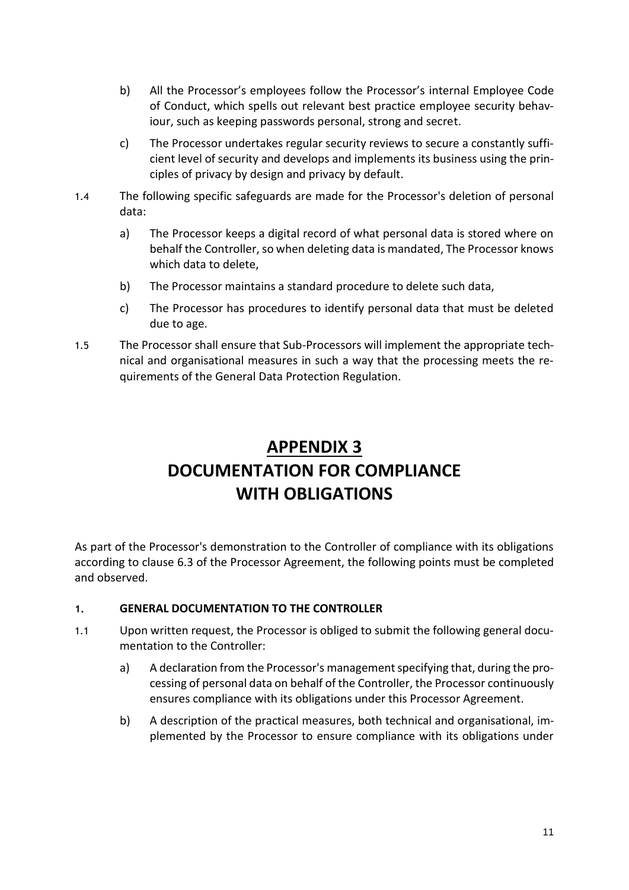b) All the Processor's employees follow the Processor's internal Employee Code of Conduct, which spells out relevant best practice employee security behaviour, such as keeping passwords personal, strong and secret.

c) The Processor undertakes regular security reviews to secure a constantly sufficient level of security and develops and implements its business using the principles of privacy by design and privacy by default.

1.4 The following specific safeguards are made for the Processor's deletion of personal data:

a) The Processor keeps a digital record of what personal data is stored where on behalf the Controller, so when deleting data is mandated, The Processor knows which data to delete,

b) The Processor maintains a standard procedure to delete such data,

c) The Processor has procedures to identify personal data that must be deleted due to age.

1.5 The Processor shall ensure that Sub-Processors will implement the appropriate technical and organisational measures in such a way that the processing meets the requirements of the General Data Protection Regulation.

# APPENDIX 3
# DOCUMENTATION FOR COMPLIANCE WITH OBLIGATIONS

As part of the Processor's demonstration to the Controller of compliance with its obligations according to clause 6.3 of the Processor Agreement, the following points must be completed and observed.

### 1. GENERAL DOCUMENTATION TO THE CONTROLLER

1.1 Upon written request, the Processor is obliged to submit the following general documentation to the Controller:

a) A declaration from the Processor's management specifying that, during the processing of personal data on behalf of the Controller, the Processor continuously ensures compliance with its obligations under this Processor Agreement.

b) A description of the practical measures, both technical and organisational, implemented by the Processor to ensure compliance with its obligations under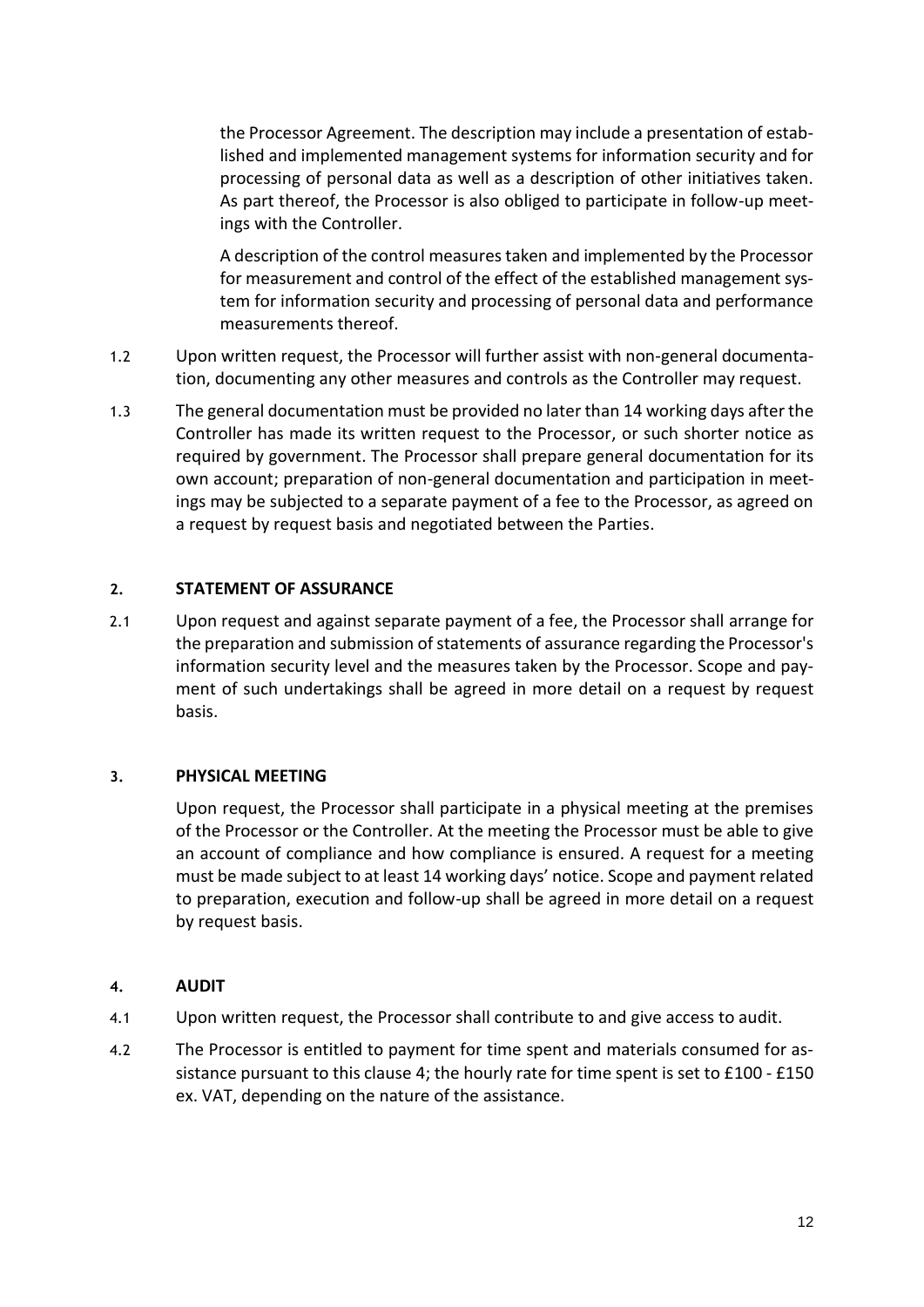the Processor Agreement. The description may include a presentation of established and implemented management systems for information security and for processing of personal data as well as a description of other initiatives taken. As part thereof, the Processor is also obliged to participate in follow-up meetings with the Controller.

A description of the control measures taken and implemented by the Processor for measurement and control of the effect of the established management system for information security and processing of personal data and performance measurements thereof.

1.2 Upon written request, the Processor will further assist with non-general documentation, documenting any other measures and controls as the Controller may request.

1.3 The general documentation must be provided no later than 14 working days after the Controller has made its written request to the Processor, or such shorter notice as required by government. The Processor shall prepare general documentation for its own account; preparation of non-general documentation and participation in meetings may be subjected to a separate payment of a fee to the Processor, as agreed on a request by request basis and negotiated between the Parties.

## 2. STATEMENT OF ASSURANCE

2.1 Upon request and against separate payment of a fee, the Processor shall arrange for the preparation and submission of statements of assurance regarding the Processor's information security level and the measures taken by the Processor. Scope and payment of such undertakings shall be agreed in more detail on a request by request basis.

## 3. PHYSICAL MEETING

Upon request, the Processor shall participate in a physical meeting at the premises of the Processor or the Controller. At the meeting the Processor must be able to give an account of compliance and how compliance is ensured. A request for a meeting must be made subject to at least 14 working days' notice. Scope and payment related to preparation, execution and follow-up shall be agreed in more detail on a request by request basis.

## 4. AUDIT

4.1 Upon written request, the Processor shall contribute to and give access to audit.

4.2 The Processor is entitled to payment for time spent and materials consumed for assistance pursuant to this clause 4; the hourly rate for time spent is set to £100 - £150 ex. VAT, depending on the nature of the assistance.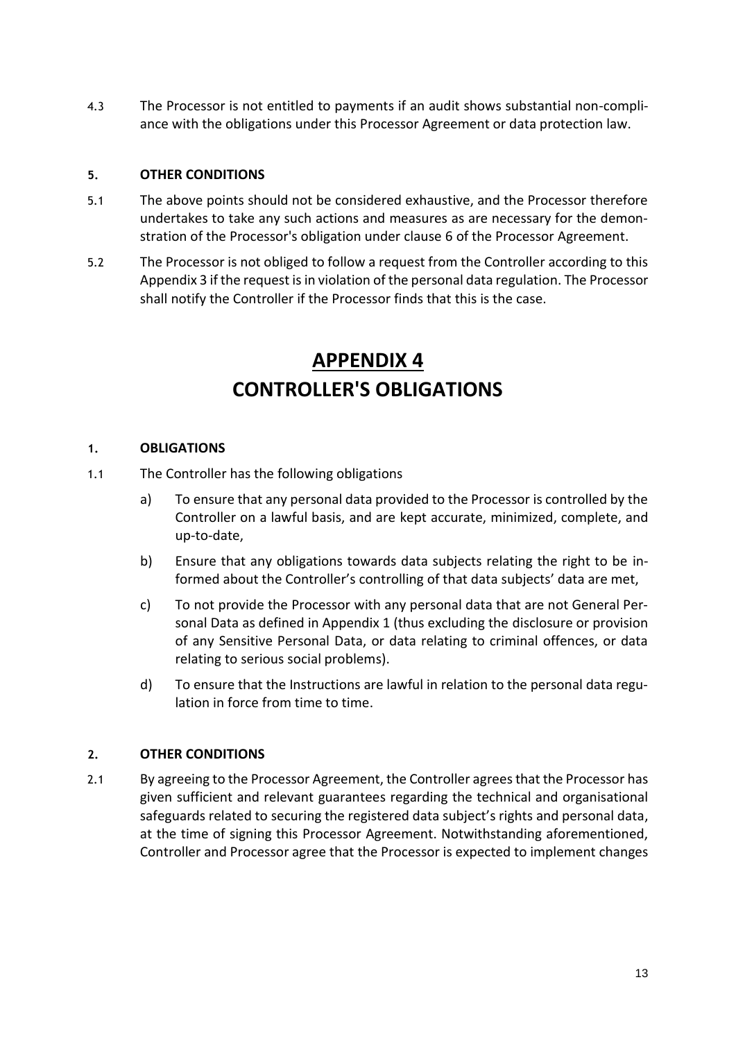4.3 The Processor is not entitled to payments if an audit shows substantial non-compliance with the obligations under this Processor Agreement or data protection law.

### 5. OTHER CONDITIONS

5.1 The above points should not be considered exhaustive, and the Processor therefore undertakes to take any such actions and measures as are necessary for the demonstration of the Processor's obligation under clause 6 of the Processor Agreement.

5.2 The Processor is not obliged to follow a request from the Controller according to this Appendix 3 if the request is in violation of the personal data regulation. The Processor shall notify the Controller if the Processor finds that this is the case.

# APPENDIX 4
# CONTROLLER'S OBLIGATIONS

### 1. OBLIGATIONS

1.1 The Controller has the following obligations

a) To ensure that any personal data provided to the Processor is controlled by the Controller on a lawful basis, and are kept accurate, minimized, complete, and up-to-date,

b) Ensure that any obligations towards data subjects relating the right to be informed about the Controller's controlling of that data subjects' data are met,

c) To not provide the Processor with any personal data that are not General Personal Data as defined in Appendix 1 (thus excluding the disclosure or provision of any Sensitive Personal Data, or data relating to criminal offences, or data relating to serious social problems).

d) To ensure that the Instructions are lawful in relation to the personal data regulation in force from time to time.

### 2. OTHER CONDITIONS

2.1 By agreeing to the Processor Agreement, the Controller agrees that the Processor has given sufficient and relevant guarantees regarding the technical and organisational safeguards related to securing the registered data subject's rights and personal data, at the time of signing this Processor Agreement. Notwithstanding aforementioned, Controller and Processor agree that the Processor is expected to implement changes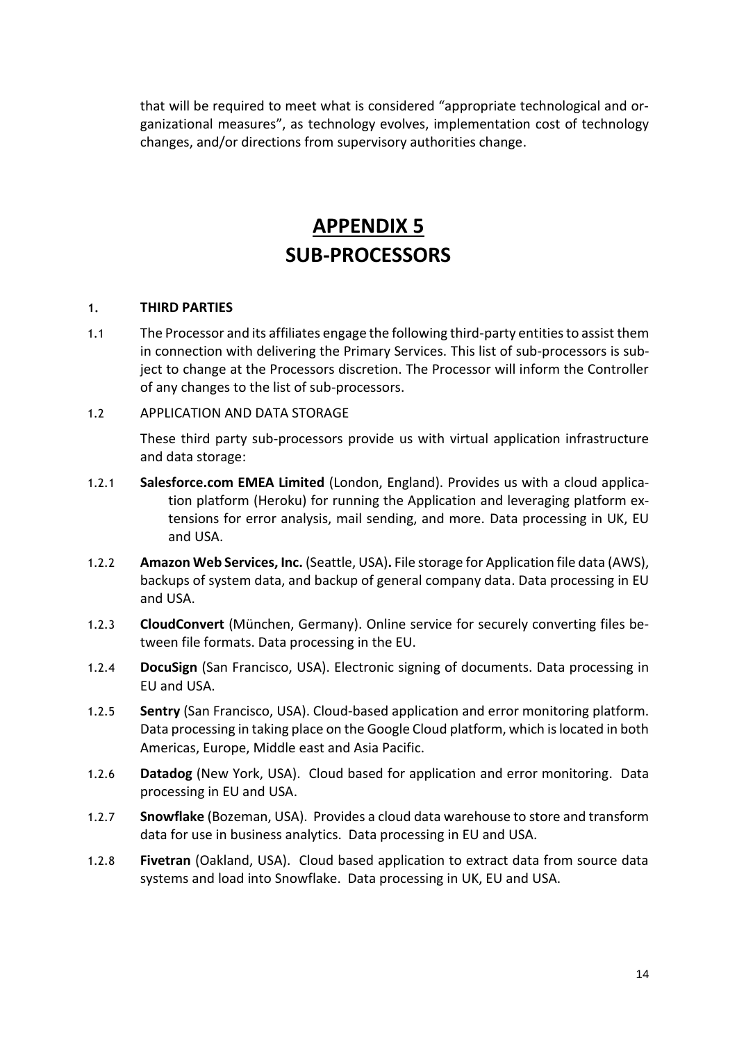that will be required to meet what is considered "appropriate technological and organizational measures", as technology evolves, implementation cost of technology changes, and/or directions from supervisory authorities change.

# APPENDIX 5
# SUB-PROCESSORS

**1. THIRD PARTIES**

1.1 The Processor and its affiliates engage the following third-party entities to assist them in connection with delivering the Primary Services. This list of sub-processors is subject to change at the Processors discretion. The Processor will inform the Controller of any changes to the list of sub-processors.

1.2 APPLICATION AND DATA STORAGE

These third party sub-processors provide us with virtual application infrastructure and data storage:

1.2.1 **Salesforce.com EMEA Limited** (London, England). Provides us with a cloud application platform (Heroku) for running the Application and leveraging platform extensions for error analysis, mail sending, and more. Data processing in UK, EU and USA.

1.2.2 **Amazon Web Services, Inc.** (Seattle, USA)**.** File storage for Application file data (AWS), backups of system data, and backup of general company data. Data processing in EU and USA.

1.2.3 **CloudConvert** (München, Germany). Online service for securely converting files between file formats. Data processing in the EU.

1.2.4 **DocuSign** (San Francisco, USA). Electronic signing of documents. Data processing in EU and USA.

1.2.5 **Sentry** (San Francisco, USA). Cloud-based application and error monitoring platform. Data processing in taking place on the Google Cloud platform, which is located in both Americas, Europe, Middle east and Asia Pacific.

1.2.6 **Datadog** (New York, USA). Cloud based for application and error monitoring. Data processing in EU and USA.

1.2.7 **Snowflake** (Bozeman, USA). Provides a cloud data warehouse to store and transform data for use in business analytics. Data processing in EU and USA.

1.2.8 **Fivetran** (Oakland, USA). Cloud based application to extract data from source data systems and load into Snowflake. Data processing in UK, EU and USA.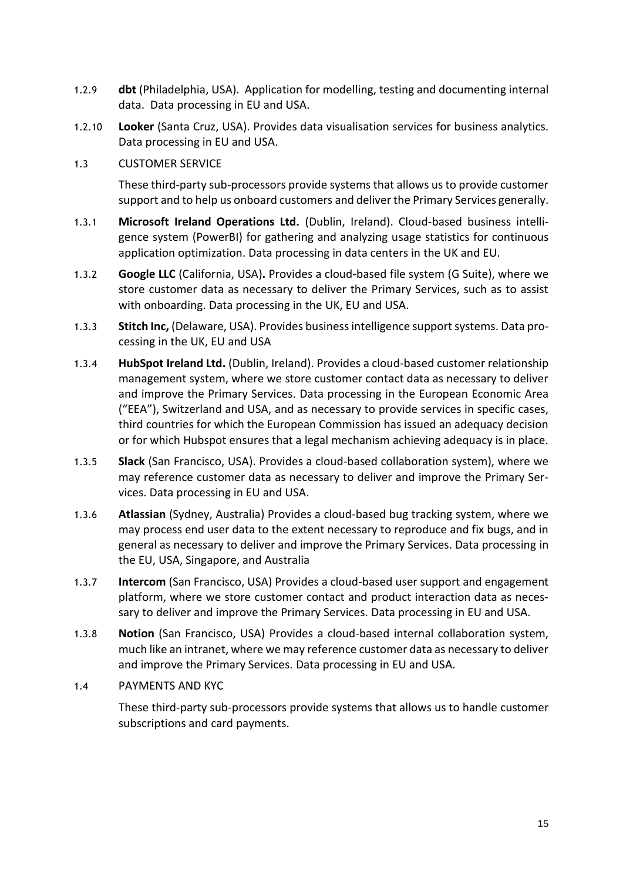1.2.9 **dbt** (Philadelphia, USA). Application for modelling, testing and documenting internal data. Data processing in EU and USA.

1.2.10 **Looker** (Santa Cruz, USA). Provides data visualisation services for business analytics. Data processing in EU and USA.

1.3 CUSTOMER SERVICE

These third-party sub-processors provide systems that allows us to provide customer support and to help us onboard customers and deliver the Primary Services generally.

1.3.1 **Microsoft Ireland Operations Ltd.** (Dublin, Ireland). Cloud-based business intelligence system (PowerBI) for gathering and analyzing usage statistics for continuous application optimization. Data processing in data centers in the UK and EU.

1.3.2 **Google LLC** (California, USA)**.** Provides a cloud-based file system (G Suite), where we store customer data as necessary to deliver the Primary Services, such as to assist with onboarding. Data processing in the UK, EU and USA.

1.3.3 **Stitch Inc,** (Delaware, USA). Provides business intelligence support systems. Data processing in the UK, EU and USA

1.3.4 **HubSpot Ireland Ltd.** (Dublin, Ireland). Provides a cloud-based customer relationship management system, where we store customer contact data as necessary to deliver and improve the Primary Services. Data processing in the European Economic Area ("EEA"), Switzerland and USA, and as necessary to provide services in specific cases, third countries for which the European Commission has issued an adequacy decision or for which Hubspot ensures that a legal mechanism achieving adequacy is in place.

1.3.5 **Slack** (San Francisco, USA). Provides a cloud-based collaboration system), where we may reference customer data as necessary to deliver and improve the Primary Services. Data processing in EU and USA.

1.3.6 **Atlassian** (Sydney, Australia) Provides a cloud-based bug tracking system, where we may process end user data to the extent necessary to reproduce and fix bugs, and in general as necessary to deliver and improve the Primary Services. Data processing in the EU, USA, Singapore, and Australia

1.3.7 **Intercom** (San Francisco, USA) Provides a cloud-based user support and engagement platform, where we store customer contact and product interaction data as necessary to deliver and improve the Primary Services. Data processing in EU and USA.

1.3.8 **Notion** (San Francisco, USA) Provides a cloud-based internal collaboration system, much like an intranet, where we may reference customer data as necessary to deliver and improve the Primary Services. Data processing in EU and USA.

1.4 PAYMENTS AND KYC

These third-party sub-processors provide systems that allows us to handle customer subscriptions and card payments.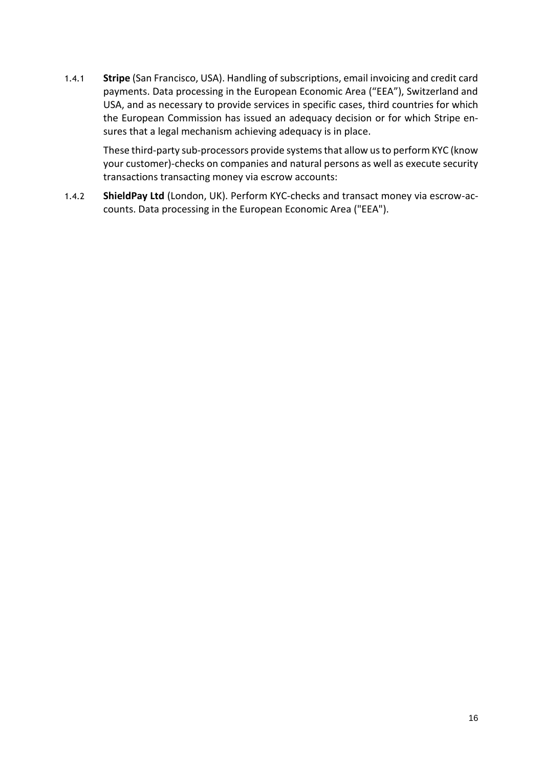1.4.1 **Stripe** (San Francisco, USA). Handling of subscriptions, email invoicing and credit card payments. Data processing in the European Economic Area ("EEA"), Switzerland and USA, and as necessary to provide services in specific cases, third countries for which the European Commission has issued an adequacy decision or for which Stripe ensures that a legal mechanism achieving adequacy is in place.

These third-party sub-processors provide systems that allow us to perform KYC (know your customer)-checks on companies and natural persons as well as execute security transactions transacting money via escrow accounts:

1.4.2 **ShieldPay Ltd** (London, UK). Perform KYC-checks and transact money via escrow-accounts. Data processing in the European Economic Area ("EEA").